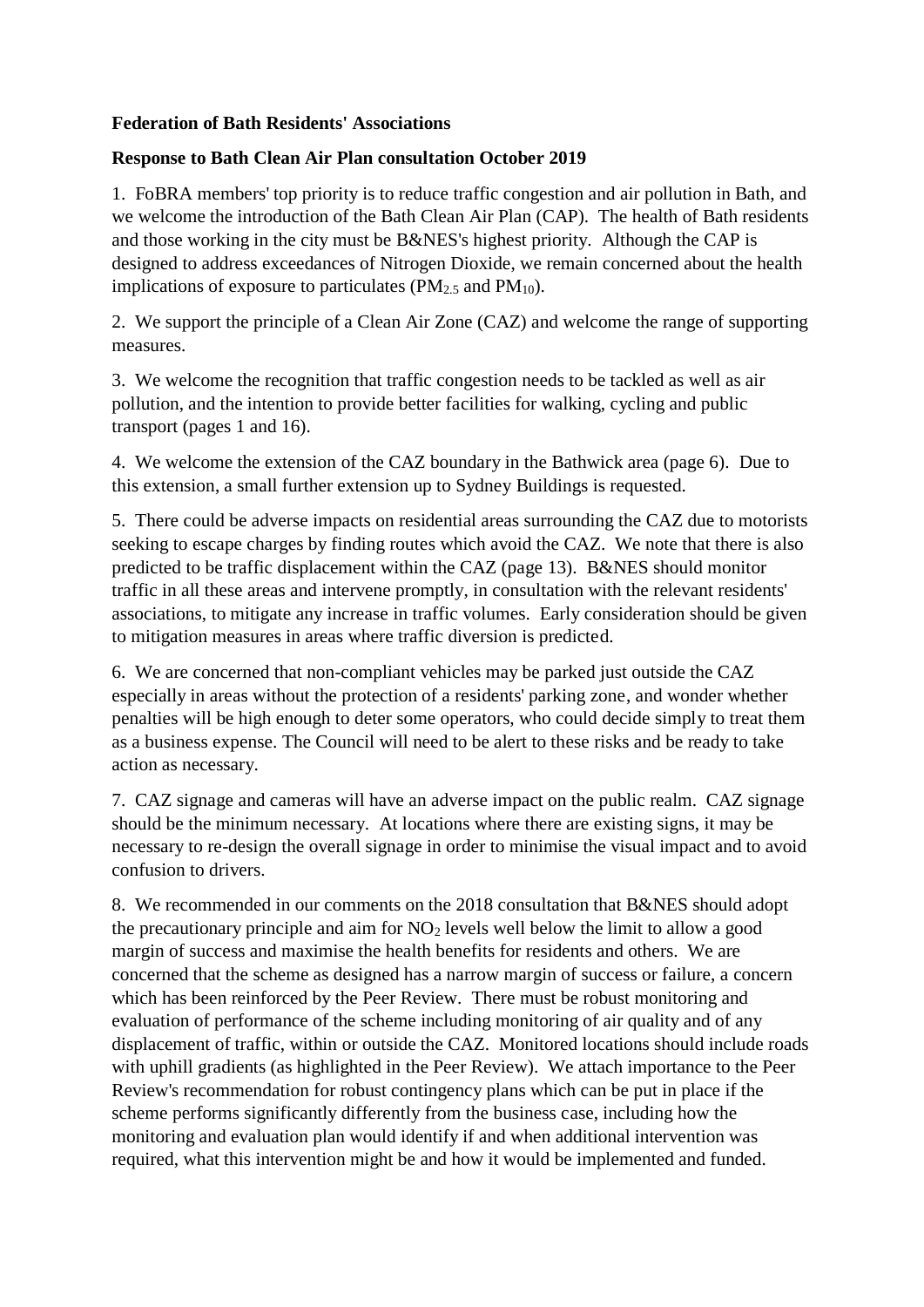**Federation of Bath Residents' Associations**

**Response to Bath Clean Air Plan consultation October 2019**

1. FoBRA members' top priority is to reduce traffic congestion and air pollution in Bath, and we welcome the introduction of the Bath Clean Air Plan (CAP). The health of Bath residents and those working in the city must be B&NES's highest priority. Although the CAP is designed to address exceedances of Nitrogen Dioxide, we remain concerned about the health implications of exposure to particulates ($PM_{2.5}$ and $PM_{10}$).

2. We support the principle of a Clean Air Zone (CAZ) and welcome the range of supporting measures.

3. We welcome the recognition that traffic congestion needs to be tackled as well as air pollution, and the intention to provide better facilities for walking, cycling and public transport (pages 1 and 16).

4. We welcome the extension of the CAZ boundary in the Bathwick area (page 6). Due to this extension, a small further extension up to Sydney Buildings is requested.

5. There could be adverse impacts on residential areas surrounding the CAZ due to motorists seeking to escape charges by finding routes which avoid the CAZ. We note that there is also predicted to be traffic displacement within the CAZ (page 13). B&NES should monitor traffic in all these areas and intervene promptly, in consultation with the relevant residents' associations, to mitigate any increase in traffic volumes. Early consideration should be given to mitigation measures in areas where traffic diversion is predicted.

6. We are concerned that non-compliant vehicles may be parked just outside the CAZ especially in areas without the protection of a residents' parking zone, and wonder whether penalties will be high enough to deter some operators, who could decide simply to treat them as a business expense. The Council will need to be alert to these risks and be ready to take action as necessary.

7. CAZ signage and cameras will have an adverse impact on the public realm. CAZ signage should be the minimum necessary. At locations where there are existing signs, it may be necessary to re-design the overall signage in order to minimise the visual impact and to avoid confusion to drivers.

8. We recommended in our comments on the 2018 consultation that B&NES should adopt the precautionary principle and aim for $NO_2$ levels well below the limit to allow a good margin of success and maximise the health benefits for residents and others. We are concerned that the scheme as designed has a narrow margin of success or failure, a concern which has been reinforced by the Peer Review. There must be robust monitoring and evaluation of performance of the scheme including monitoring of air quality and of any displacement of traffic, within or outside the CAZ. Monitored locations should include roads with uphill gradients (as highlighted in the Peer Review). We attach importance to the Peer Review's recommendation for robust contingency plans which can be put in place if the scheme performs significantly differently from the business case, including how the monitoring and evaluation plan would identify if and when additional intervention was required, what this intervention might be and how it would be implemented and funded.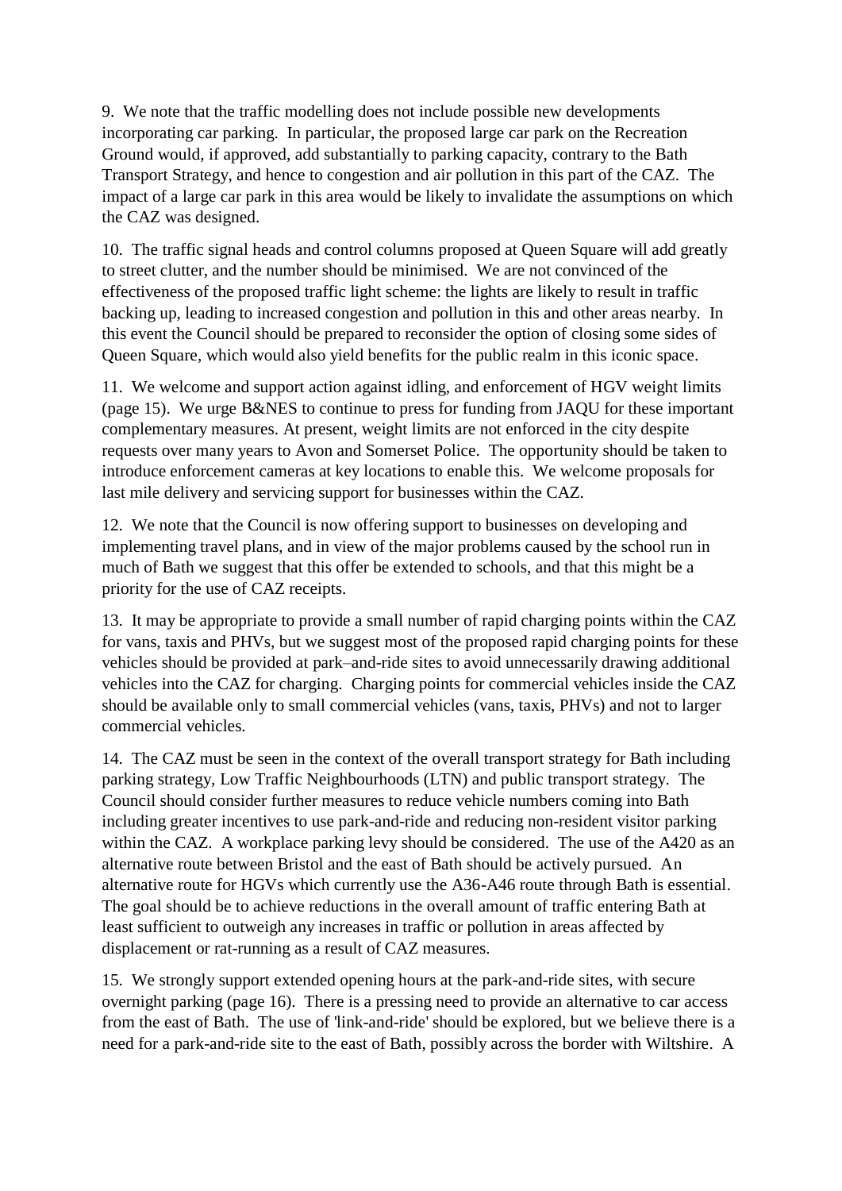9. We note that the traffic modelling does not include possible new developments incorporating car parking. In particular, the proposed large car park on the Recreation Ground would, if approved, add substantially to parking capacity, contrary to the Bath Transport Strategy, and hence to congestion and air pollution in this part of the CAZ. The impact of a large car park in this area would be likely to invalidate the assumptions on which the CAZ was designed.

10. The traffic signal heads and control columns proposed at Queen Square will add greatly to street clutter, and the number should be minimised. We are not convinced of the effectiveness of the proposed traffic light scheme: the lights are likely to result in traffic backing up, leading to increased congestion and pollution in this and other areas nearby. In this event the Council should be prepared to reconsider the option of closing some sides of Queen Square, which would also yield benefits for the public realm in this iconic space.

11. We welcome and support action against idling, and enforcement of HGV weight limits (page 15). We urge B&NES to continue to press for funding from JAQU for these important complementary measures. At present, weight limits are not enforced in the city despite requests over many years to Avon and Somerset Police. The opportunity should be taken to introduce enforcement cameras at key locations to enable this. We welcome proposals for last mile delivery and servicing support for businesses within the CAZ.

12. We note that the Council is now offering support to businesses on developing and implementing travel plans, and in view of the major problems caused by the school run in much of Bath we suggest that this offer be extended to schools, and that this might be a priority for the use of CAZ receipts.

13. It may be appropriate to provide a small number of rapid charging points within the CAZ for vans, taxis and PHVs, but we suggest most of the proposed rapid charging points for these vehicles should be provided at park–and-ride sites to avoid unnecessarily drawing additional vehicles into the CAZ for charging. Charging points for commercial vehicles inside the CAZ should be available only to small commercial vehicles (vans, taxis, PHVs) and not to larger commercial vehicles.

14. The CAZ must be seen in the context of the overall transport strategy for Bath including parking strategy, Low Traffic Neighbourhoods (LTN) and public transport strategy. The Council should consider further measures to reduce vehicle numbers coming into Bath including greater incentives to use park-and-ride and reducing non-resident visitor parking within the CAZ. A workplace parking levy should be considered. The use of the A420 as an alternative route between Bristol and the east of Bath should be actively pursued. An alternative route for HGVs which currently use the A36-A46 route through Bath is essential. The goal should be to achieve reductions in the overall amount of traffic entering Bath at least sufficient to outweigh any increases in traffic or pollution in areas affected by displacement or rat-running as a result of CAZ measures.

15. We strongly support extended opening hours at the park-and-ride sites, with secure overnight parking (page 16). There is a pressing need to provide an alternative to car access from the east of Bath. The use of 'link-and-ride' should be explored, but we believe there is a need for a park-and-ride site to the east of Bath, possibly across the border with Wiltshire. A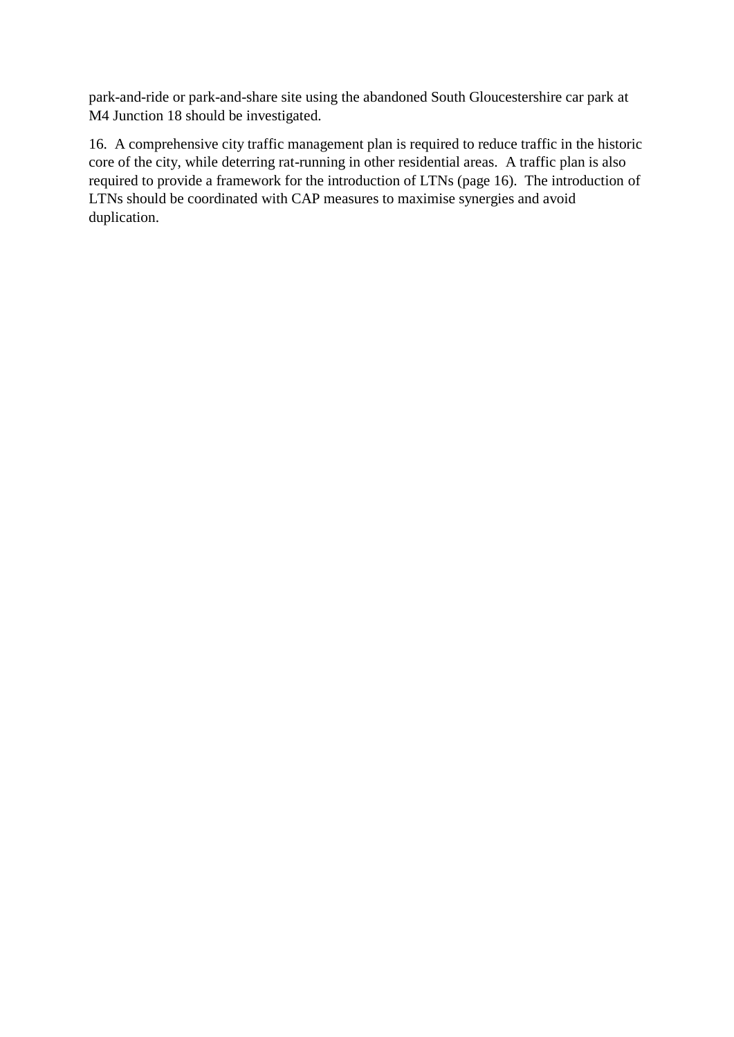park-and-ride or park-and-share site using the abandoned South Gloucestershire car park at M4 Junction 18 should be investigated.

16. A comprehensive city traffic management plan is required to reduce traffic in the historic core of the city, while deterring rat-running in other residential areas. A traffic plan is also required to provide a framework for the introduction of LTNs (page 16). The introduction of LTNs should be coordinated with CAP measures to maximise synergies and avoid duplication.